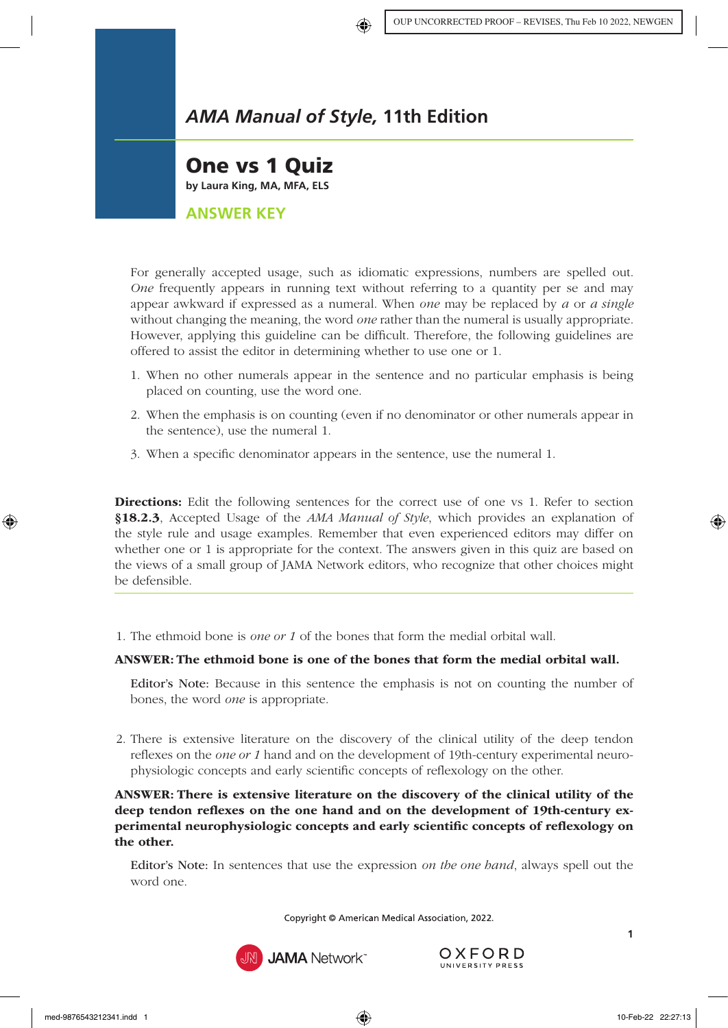## *AMA Manual of Style*, 11th Edition

# One vs 1 Quiz

**by Laura King, MA, MFA, ELS**

## ANSWER KEY

For generally accepted usage, such as idiomatic expressions, numbers are spelled out. *One* frequently appears in running text without referring to a quantity per se and may appear awkward if expressed as a numeral. When *one* may be replaced by *a* or *a single* without changing the meaning, the word *one* rather than the numeral is usually appropriate. However, applying this guideline can be difficult. Therefore, the following guidelines are offered to assist the editor in determining whether to use one or 1.

1. When no other numerals appear in the sentence and no particular emphasis is being placed on counting, use the word one.
2. When the emphasis is on counting (even if no denominator or other numerals appear in the sentence), use the numeral 1.
3. When a specific denominator appears in the sentence, use the numeral 1.

**Directions:** Edit the following sentences for the correct use of one vs 1. Refer to section **§18.2.3**, Accepted Usage of the *AMA Manual of Style*, which provides an explanation of the style rule and usage examples. Remember that even experienced editors may differ on whether one or 1 is appropriate for the context. The answers given in this quiz are based on the views of a small group of JAMA Network editors, who recognize that other choices might be defensible.

---

1. The ethmoid bone is *one or 1* of the bones that form the medial orbital wall.

**ANSWER: The ethmoid bone is one of the bones that form the medial orbital wall.**

Editor's Note: Because in this sentence the emphasis is not on counting the number of bones, the word *one* is appropriate.

2. There is extensive literature on the discovery of the clinical utility of the deep tendon reflexes on the *one or 1* hand and on the development of 19th-century experimental neurophysiologic concepts and early scientific concepts of reflexology on the other.

**ANSWER: There is extensive literature on the discovery of the clinical utility of the deep tendon reflexes on the one hand and on the development of 19th-century experimental neurophysiologic concepts and early scientific concepts of reflexology on the other.**

Editor's Note: In sentences that use the expression *on the one hand*, always spell out the word one.

Copyright © American Medical Association, 2022.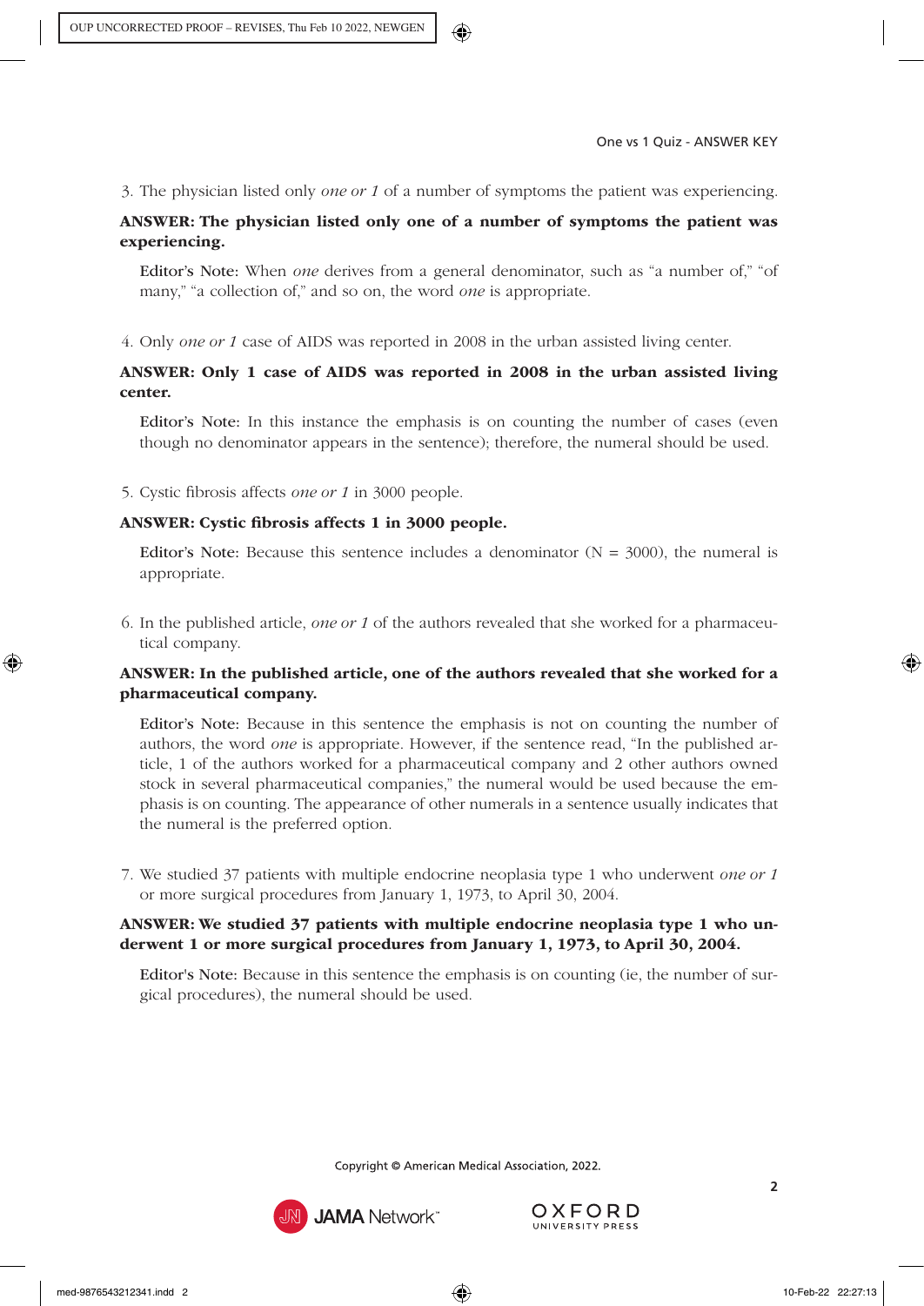3. The physician listed only *one or 1* of a number of symptoms the patient was experiencing.

**ANSWER: The physician listed only one of a number of symptoms the patient was experiencing.**

Editor's Note: When *one* derives from a general denominator, such as "a number of," "of many," "a collection of," and so on, the word *one* is appropriate.

4. Only *one or 1* case of AIDS was reported in 2008 in the urban assisted living center.

**ANSWER: Only 1 case of AIDS was reported in 2008 in the urban assisted living center.**

Editor's Note: In this instance the emphasis is on counting the number of cases (even though no denominator appears in the sentence); therefore, the numeral should be used.

5. Cystic fibrosis affects *one or 1* in 3000 people.

**ANSWER: Cystic fibrosis affects 1 in 3000 people.**

Editor's Note: Because this sentence includes a denominator (N = 3000), the numeral is appropriate.

6. In the published article, *one or 1* of the authors revealed that she worked for a pharmaceutical company.

**ANSWER: In the published article, one of the authors revealed that she worked for a pharmaceutical company.**

Editor's Note: Because in this sentence the emphasis is not on counting the number of authors, the word *one* is appropriate. However, if the sentence read, "In the published article, 1 of the authors worked for a pharmaceutical company and 2 other authors owned stock in several pharmaceutical companies," the numeral would be used because the emphasis is on counting. The appearance of other numerals in a sentence usually indicates that the numeral is the preferred option.

7. We studied 37 patients with multiple endocrine neoplasia type 1 who underwent *one or 1* or more surgical procedures from January 1, 1973, to April 30, 2004.

**ANSWER: We studied 37 patients with multiple endocrine neoplasia type 1 who underwent 1 or more surgical procedures from January 1, 1973, to April 30, 2004.**

Editor's Note: Because in this sentence the emphasis is on counting (ie, the number of surgical procedures), the numeral should be used.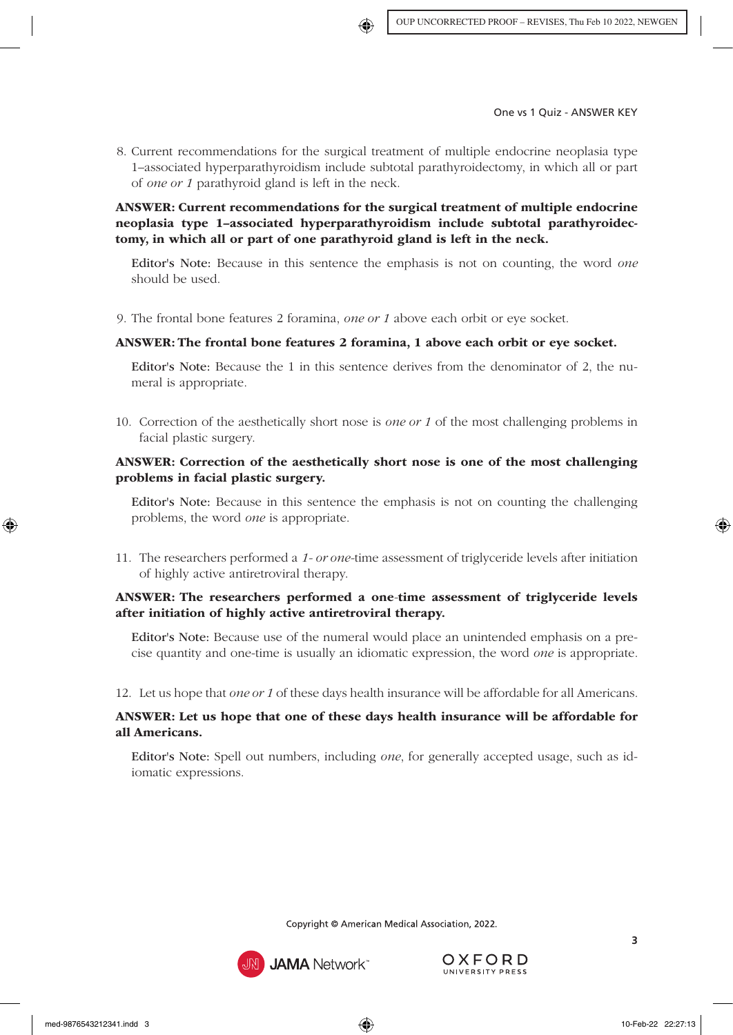8. Current recommendations for the surgical treatment of multiple endocrine neoplasia type 1–associated hyperparathyroidism include subtotal parathyroidectomy, in which all or part of *one or 1* parathyroid gland is left in the neck.

**ANSWER: Current recommendations for the surgical treatment of multiple endocrine neoplasia type 1–associated hyperparathyroidism include subtotal parathyroidectomy, in which all or part of one parathyroid gland is left in the neck.**

Editor's Note: Because in this sentence the emphasis is not on counting, the word *one* should be used.

9. The frontal bone features 2 foramina, *one or 1* above each orbit or eye socket.

**ANSWER: The frontal bone features 2 foramina, 1 above each orbit or eye socket.**

Editor's Note: Because the 1 in this sentence derives from the denominator of 2, the numeral is appropriate.

10. Correction of the aesthetically short nose is *one or 1* of the most challenging problems in facial plastic surgery.

**ANSWER: Correction of the aesthetically short nose is one of the most challenging problems in facial plastic surgery.**

Editor's Note: Because in this sentence the emphasis is not on counting the challenging problems, the word *one* is appropriate.

11. The researchers performed a *1- or one*-time assessment of triglyceride levels after initiation of highly active antiretroviral therapy.

**ANSWER: The researchers performed a one-time assessment of triglyceride levels after initiation of highly active antiretroviral therapy.**

Editor's Note: Because use of the numeral would place an unintended emphasis on a precise quantity and one-time is usually an idiomatic expression, the word *one* is appropriate.

12. Let us hope that *one or 1* of these days health insurance will be affordable for all Americans.

**ANSWER: Let us hope that one of these days health insurance will be affordable for all Americans.**

Editor's Note: Spell out numbers, including *one*, for generally accepted usage, such as idiomatic expressions.

Copyright © American Medical Association, 2022.